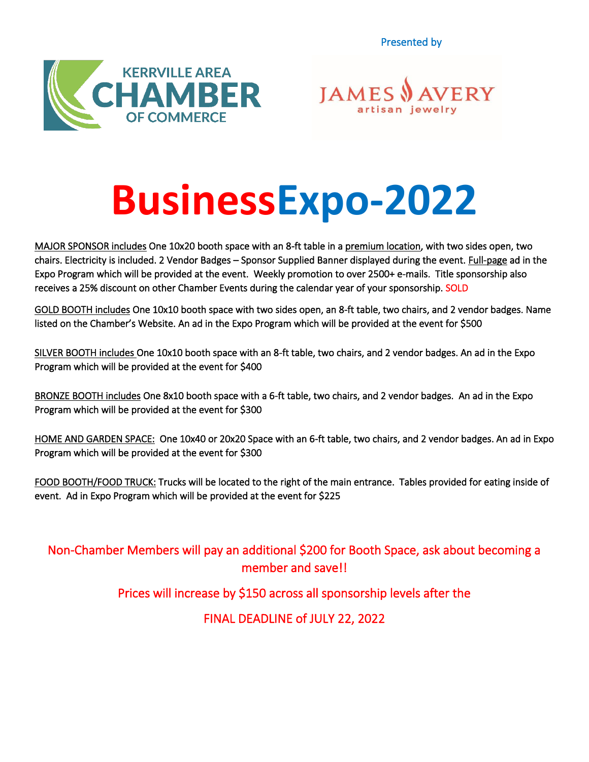Presented by

KERRVILLE AREA CHAMBER OF COMMERCE

JAMES AVERY artisan jewelry

# BusinessExpo-2022

MAJOR SPONSOR includes One 10x20 booth space with an 8-ft table in a premium location, with two sides open, two chairs. Electricity is included. 2 Vendor Badges – Sponsor Supplied Banner displayed during the event. Full-page ad in the Expo Program which will be provided at the event. Weekly promotion to over 2500+ e-mails. Title sponsorship also receives a 25% discount on other Chamber Events during the calendar year of your sponsorship. SOLD

GOLD BOOTH includes One 10x10 booth space with two sides open, an 8-ft table, two chairs, and 2 vendor badges. Name listed on the Chamber's Website. An ad in the Expo Program which will be provided at the event for $500

SILVER BOOTH includes One 10x10 booth space with an 8-ft table, two chairs, and 2 vendor badges. An ad in the Expo Program which will be provided at the event for $400

BRONZE BOOTH includes One 8x10 booth space with a 6-ft table, two chairs, and 2 vendor badges. An ad in the Expo Program which will be provided at the event for $300

HOME AND GARDEN SPACE: One 10x40 or 20x20 Space with an 6-ft table, two chairs, and 2 vendor badges. An ad in Expo Program which will be provided at the event for $300

FOOD BOOTH/FOOD TRUCK: Trucks will be located to the right of the main entrance. Tables provided for eating inside of event. Ad in Expo Program which will be provided at the event for $225

Non-Chamber Members will pay an additional $200 for Booth Space, ask about becoming a member and save!!

Prices will increase by $150 across all sponsorship levels after the

FINAL DEADLINE of JULY 22, 2022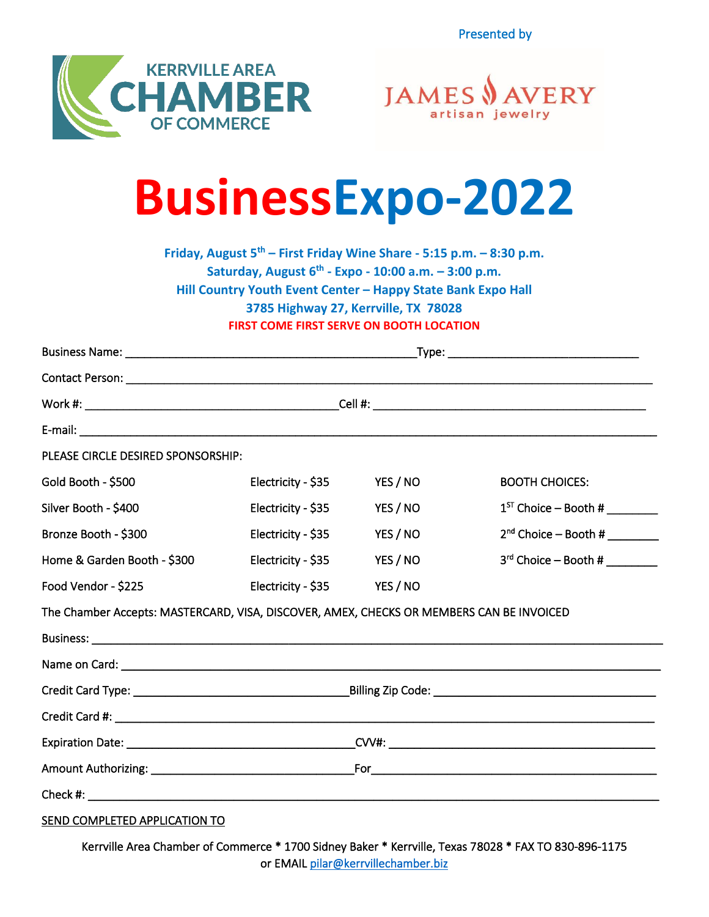Presented by

KERRVILLE AREA CHAMBER OF COMMERCE

JAMES AVERY artisan jewelry

# BusinessExpo-2022

**Friday, August 5th – First Friday Wine Share - 5:15 p.m. – 8:30 p.m.**
**Saturday, August 6th - Expo - 10:00 a.m. – 3:00 p.m.**
**Hill Country Youth Event Center – Happy State Bank Expo Hall**
**3785 Highway 27, Kerrville, TX 78028**
**FIRST COME FIRST SERVE ON BOOTH LOCATION**

Business Name: ______________________________________________Type: ______________________________

Contact Person: ____________________________________________________________________________________

Work #: ______________________________________Cell #: ____________________________________________

E-mail: ___________________________________________________________________________________________

PLEASE CIRCLE DESIRED SPONSORSHIP:

| | | | |
|---|---|---|---|
| Gold Booth - $500 | Electricity - $35 | YES / NO | BOOTH CHOICES: |
| Silver Booth - $400 | Electricity - $35 | YES / NO | 1ST Choice – Booth # ________ |
| Bronze Booth - $300 | Electricity - $35 | YES / NO | 2nd Choice – Booth # ________ |
| Home & Garden Booth - $300 | Electricity - $35 | YES / NO | 3rd Choice – Booth # ________ |
| Food Vendor - $225 | Electricity - $35 | YES / NO | |

The Chamber Accepts: MASTERCARD, VISA, DISCOVER, AMEX, CHECKS OR MEMBERS CAN BE INVOICED

Business: _________________________________________________________________________________________

Name on Card: _____________________________________________________________________________________

Credit Card Type: __________________________________Billing Zip Code: ___________________________________

Credit Card #: ______________________________________________________________________________________

Expiration Date: ___________________________________CVV#: __________________________________________

Amount Authorizing: ______________________________For____________________________________________

Check #: __________________________________________________________________________________________

SEND COMPLETED APPLICATION TO

Kerrville Area Chamber of Commerce * 1700 Sidney Baker * Kerrville, Texas 78028 * FAX TO 830-896-1175
or EMAIL pilar@kerrvillechamber.biz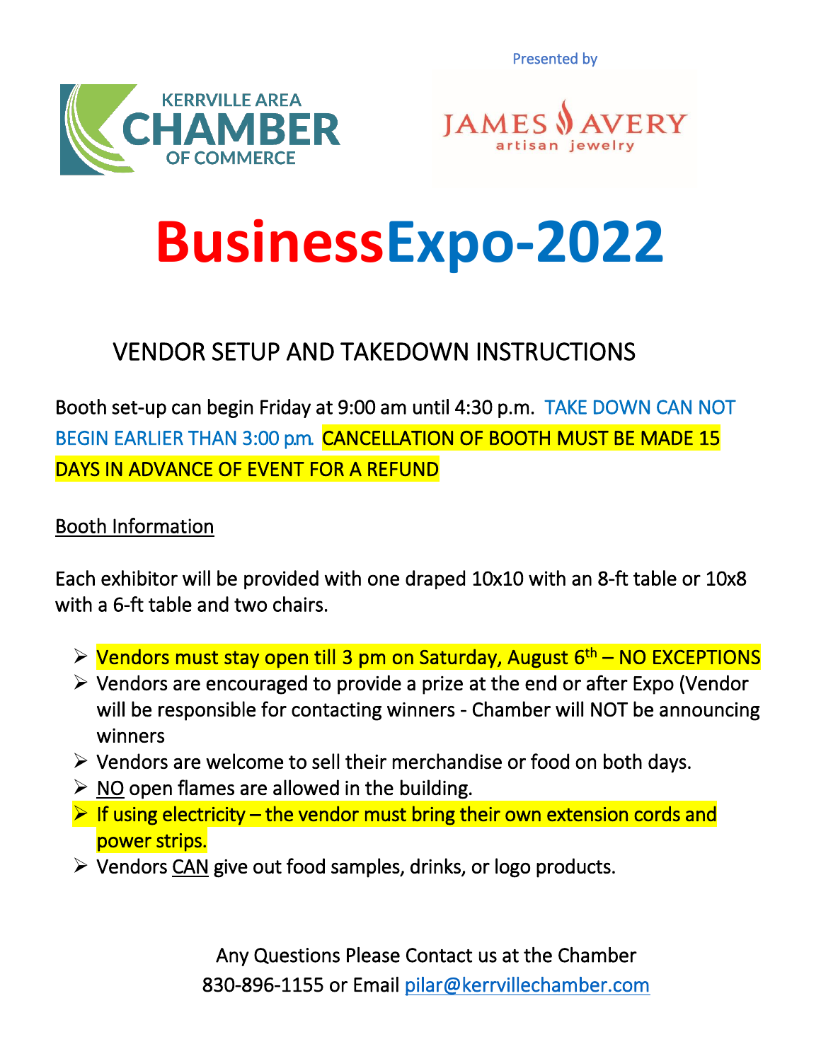Presented by

KERRVILLE AREA CHAMBER OF COMMERCE

JAMES AVERY artisan jewelry

# BusinessExpo-2022

## VENDOR SETUP AND TAKEDOWN INSTRUCTIONS

Booth set-up can begin Friday at 9:00 am until 4:30 p.m. TAKE DOWN CAN NOT BEGIN EARLIER THAN 3:00 p.m. CANCELLATION OF BOOTH MUST BE MADE 15 DAYS IN ADVANCE OF EVENT FOR A REFUND

Booth Information

Each exhibitor will be provided with one draped 10x10 with an 8-ft table or 10x8 with a 6-ft table and two chairs.

- Vendors must stay open till 3 pm on Saturday, August 6th – NO EXCEPTIONS
- Vendors are encouraged to provide a prize at the end or after Expo (Vendor will be responsible for contacting winners - Chamber will NOT be announcing winners
- Vendors are welcome to sell their merchandise or food on both days.
- NO open flames are allowed in the building.
- If using electricity – the vendor must bring their own extension cords and power strips.
- Vendors CAN give out food samples, drinks, or logo products.

Any Questions Please Contact us at the Chamber
830-896-1155 or Email pilar@kerrvillechamber.com